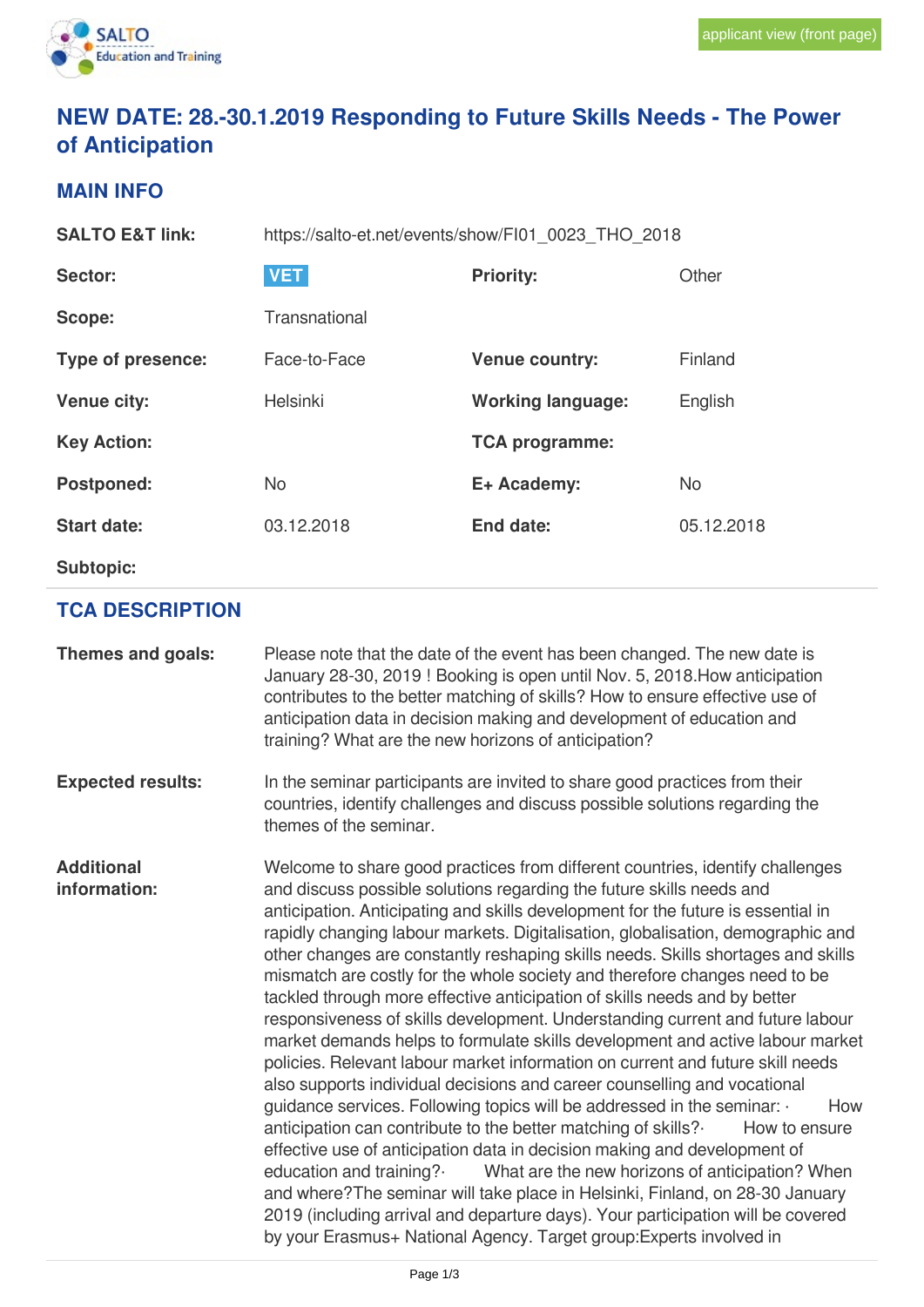applicant view (front page)

# NEW DATE: 28.-30.1.2019 Responding to Future Skills Needs - The Power of Anticipation

## MAIN INFO

| | | | |
|---|---|---|---|
| **SALTO E&T link:** | https://salto-et.net/events/show/FI01_0023_THO_2018 | | |
| **Sector:** | VET | **Priority:** | Other |
| **Scope:** | Transnational | | |
| **Type of presence:** | Face-to-Face | **Venue country:** | Finland |
| **Venue city:** | Helsinki | **Working language:** | English |
| **Key Action:** | | **TCA programme:** | |
| **Postponed:** | No | **E+ Academy:** | No |
| **Start date:** | 03.12.2018 | **End date:** | 05.12.2018 |
| **Subtopic:** | | | |

## TCA DESCRIPTION

**Themes and goals:**

Please note that the date of the event has been changed. The new date is January 28-30, 2019 ! Booking is open until Nov. 5, 2018.How anticipation contributes to the better matching of skills? How to ensure effective use of anticipation data in decision making and development of education and training? What are the new horizons of anticipation?

**Expected results:**

In the seminar participants are invited to share good practices from their countries, identify challenges and discuss possible solutions regarding the themes of the seminar.

**Additional information:**

Welcome to share good practices from different countries, identify challenges and discuss possible solutions regarding the future skills needs and anticipation. Anticipating and skills development for the future is essential in rapidly changing labour markets. Digitalisation, globalisation, demographic and other changes are constantly reshaping skills needs. Skills shortages and skills mismatch are costly for the whole society and therefore changes need to be tackled through more effective anticipation of skills needs and by better responsiveness of skills development. Understanding current and future labour market demands helps to formulate skills development and active labour market policies. Relevant labour market information on current and future skill needs also supports individual decisions and career counselling and vocational guidance services. Following topics will be addressed in the seminar: · How anticipation can contribute to the better matching of skills?· How to ensure effective use of anticipation data in decision making and development of education and training?· What are the new horizons of anticipation? When and where?The seminar will take place in Helsinki, Finland, on 28-30 January 2019 (including arrival and departure days). Your participation will be covered by your Erasmus+ National Agency. Target group:Experts involved in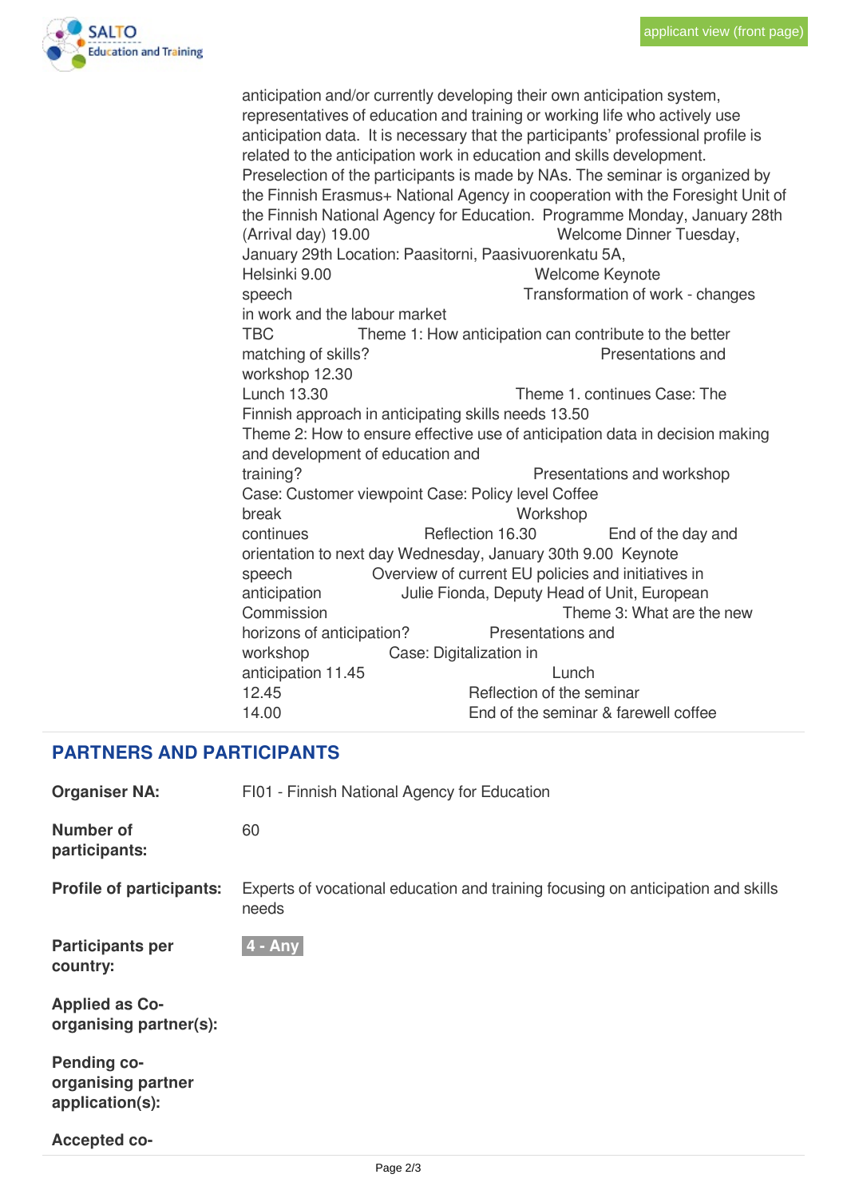anticipation and/or currently developing their own anticipation system, representatives of education and training or working life who actively use anticipation data. It is necessary that the participants' professional profile is related to the anticipation work in education and skills development. Preselection of the participants is made by NAs. The seminar is organized by the Finnish Erasmus+ National Agency in cooperation with the Foresight Unit of the Finnish National Agency for Education. Programme Monday, January 28th (Arrival day) 19.00 Welcome Dinner Tuesday, January 29th Location: Paasitorni, Paasivuorenkatu 5A, Helsinki 9.00 Welcome Keynote speech Transformation of work - changes in work and the labour market TBC Theme 1: How anticipation can contribute to the better matching of skills? Presentations and workshop 12.30 Lunch 13.30 Theme 1. continues Case: The Finnish approach in anticipating skills needs 13.50 Theme 2: How to ensure effective use of anticipation data in decision making and development of education and training? Presentations and workshop Case: Customer viewpoint Case: Policy level Coffee break Workshop continues Reflection 16.30 End of the day and orientation to next day Wednesday, January 30th 9.00 Keynote speech Overview of current EU policies and initiatives in anticipation Julie Fionda, Deputy Head of Unit, European Commission Theme 3: What are the new horizons of anticipation? Presentations and workshop Case: Digitalization in anticipation 11.45 Lunch 12.45 Reflection of the seminar 14.00 End of the seminar & farewell coffee

## PARTNERS AND PARTICIPANTS

**Organiser NA:** FI01 - Finnish National Agency for Education

**Number of participants:** 60

**Profile of participants:** Experts of vocational education and training focusing on anticipation and skills needs

**Participants per country:** 4 - Any

**Applied as Co-organising partner(s):**

**Pending co-organising partner application(s):**

**Accepted co-**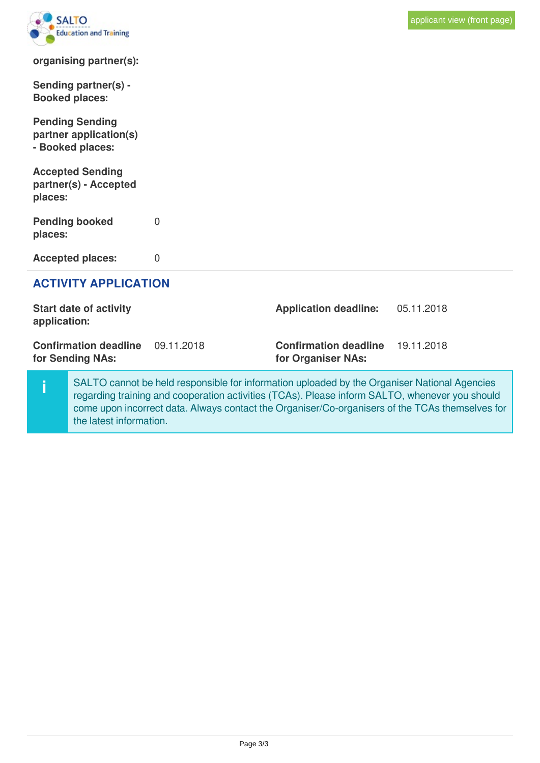**organising partner(s):**

**Sending partner(s) - Booked places:**

**Pending Sending partner application(s) - Booked places:**

**Accepted Sending partner(s) - Accepted places:**

**Pending booked places:** 0

**Accepted places:** 0

## ACTIVITY APPLICATION

| | | | |
|---|---|---|---|
| **Start date of activity application:** | | **Application deadline:** | 05.11.2018 |
| **Confirmation deadline for Sending NAs:** | 09.11.2018 | **Confirmation deadline for Organiser NAs:** | 19.11.2018 |

SALTO cannot be held responsible for information uploaded by the Organiser National Agencies regarding training and cooperation activities (TCAs). Please inform SALTO, whenever you should come upon incorrect data. Always contact the Organiser/Co-organisers of the TCAs themselves for the latest information.